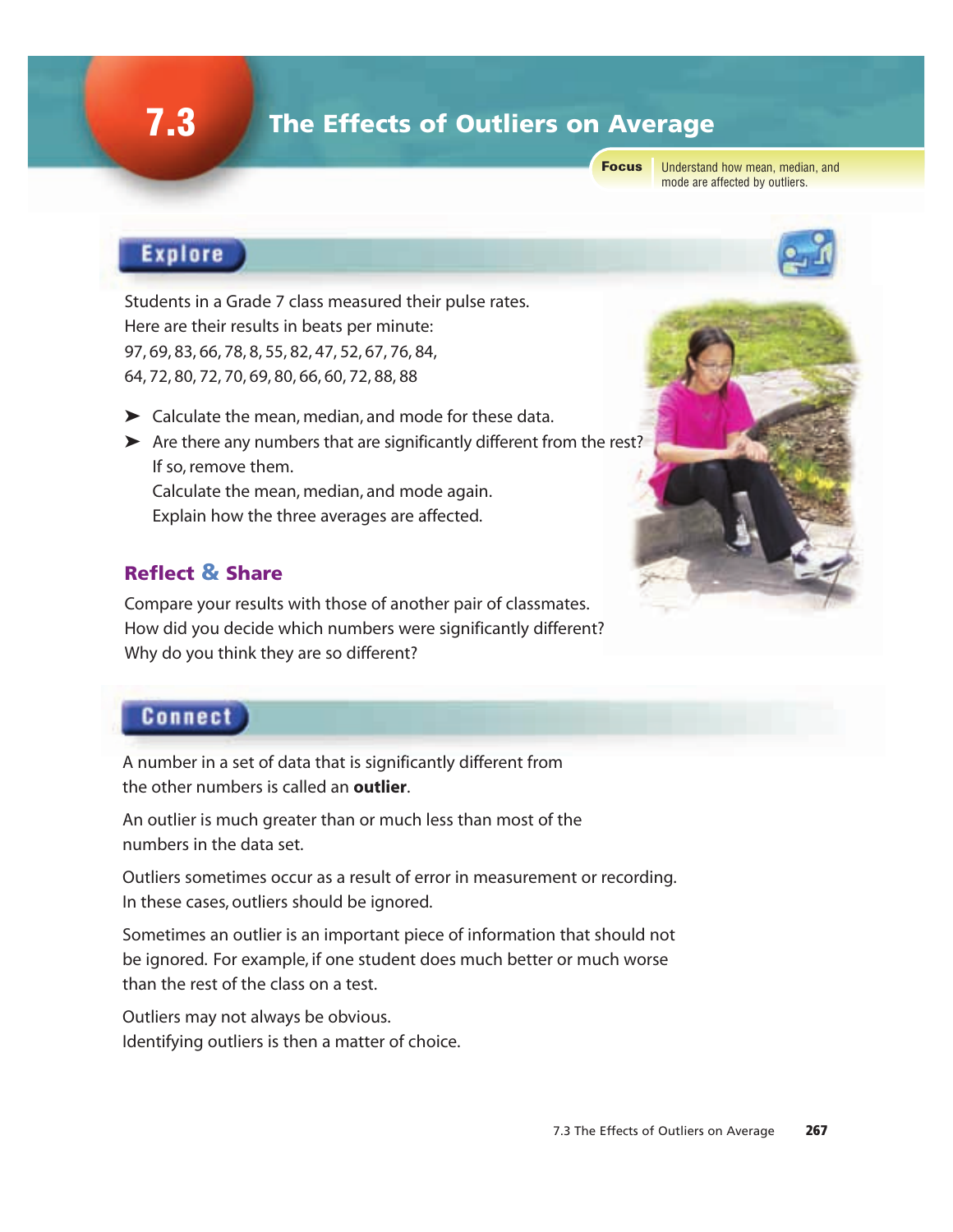# 7.3 The Effects of Outliers on Average

**Focus** Understand how mean, median, and mode are affected by outliers.

## Explore

Students in a Grade 7 class measured their pulse rates.
Here are their results in beats per minute:
97, 69, 83, 66, 78, 8, 55, 82, 47, 52, 67, 76, 84,
64, 72, 80, 72, 70, 69, 80, 66, 60, 72, 88, 88

- Calculate the mean, median, and mode for these data.
- Are there any numbers that are significantly different from the rest?
  If so, remove them.
  Calculate the mean, median, and mode again.
  Explain how the three averages are affected.

### Reflect & Share

Compare your results with those of another pair of classmates.
How did you decide which numbers were significantly different?
Why do you think they are so different?

## Connect

A number in a set of data that is significantly different from the other numbers is called an **outlier**.

An outlier is much greater than or much less than most of the numbers in the data set.

Outliers sometimes occur as a result of error in measurement or recording. In these cases, outliers should be ignored.

Sometimes an outlier is an important piece of information that should not be ignored. For example, if one student does much better or much worse than the rest of the class on a test.

Outliers may not always be obvious.
Identifying outliers is then a matter of choice.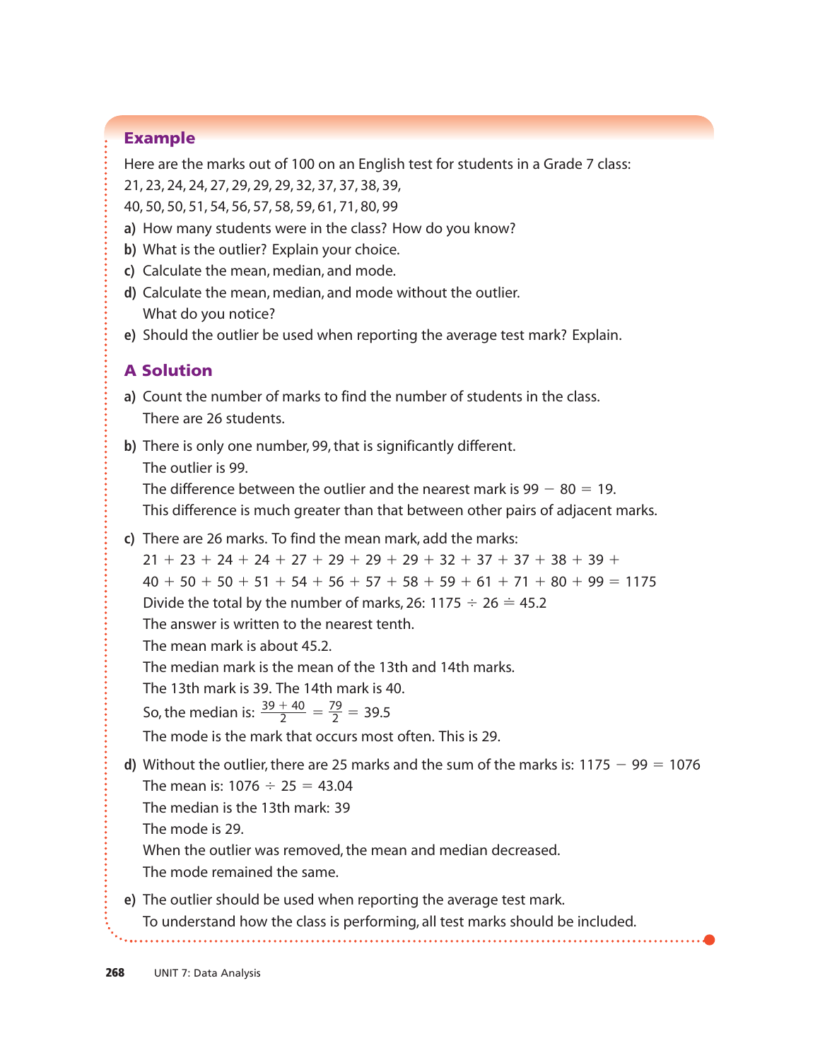## Example

Here are the marks out of 100 on an English test for students in a Grade 7 class:
21, 23, 24, 24, 27, 29, 29, 29, 32, 37, 37, 38, 39,
40, 50, 50, 51, 54, 56, 57, 58, 59, 61, 71, 80, 99

a) How many students were in the class? How do you know?
b) What is the outlier? Explain your choice.
c) Calculate the mean, median, and mode.
d) Calculate the mean, median, and mode without the outlier.
   What do you notice?
e) Should the outlier be used when reporting the average test mark? Explain.

## A Solution

a) Count the number of marks to find the number of students in the class.
   There are 26 students.

b) There is only one number, 99, that is significantly different.
   The outlier is 99.
   The difference between the outlier and the nearest mark is $99 - 80 = 19$.
   This difference is much greater than that between other pairs of adjacent marks.

c) There are 26 marks. To find the mean mark, add the marks:
   $21 + 23 + 24 + 24 + 27 + 29 + 29 + 29 + 32 + 37 + 37 + 38 + 39 +$
   $40 + 50 + 50 + 51 + 54 + 56 + 57 + 58 + 59 + 61 + 71 + 80 + 99 = 1175$
   Divide the total by the number of marks, 26: $1175 \div 26 \doteq 45.2$
   The answer is written to the nearest tenth.
   The mean mark is about 45.2.
   The median mark is the mean of the 13th and 14th marks.
   The 13th mark is 39. The 14th mark is 40.
   So, the median is: $\frac{39 + 40}{2} = \frac{79}{2} = 39.5$
   The mode is the mark that occurs most often. This is 29.

d) Without the outlier, there are 25 marks and the sum of the marks is: $1175 - 99 = 1076$
   The mean is: $1076 \div 25 = 43.04$
   The median is the 13th mark: 39
   The mode is 29.
   When the outlier was removed, the mean and median decreased.
   The mode remained the same.

e) The outlier should be used when reporting the average test mark.
   To understand how the class is performing, all test marks should be included.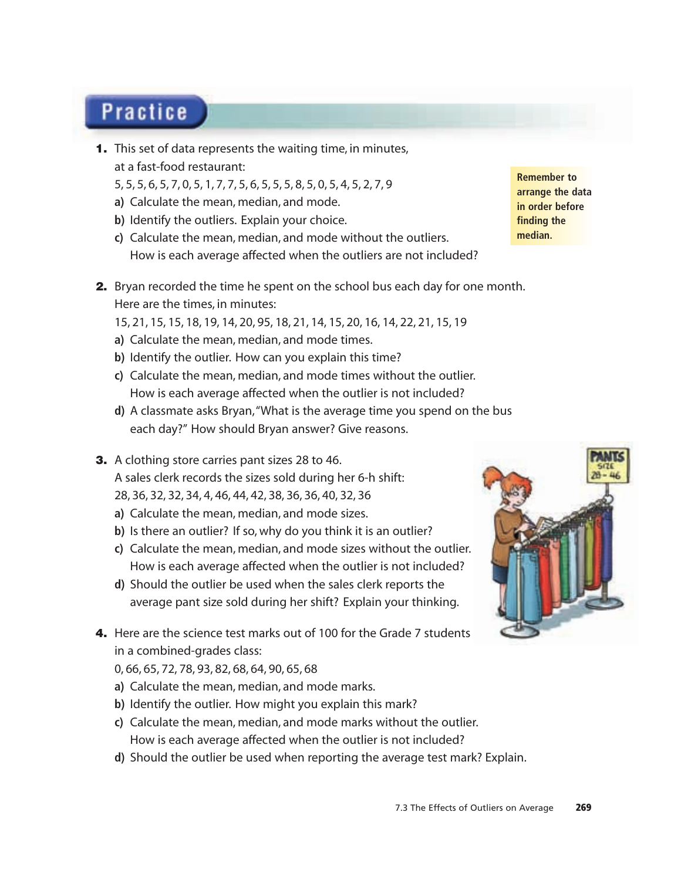## Practice

1. This set of data represents the waiting time, in minutes, at a fast-food restaurant:
   5, 5, 5, 6, 5, 7, 0, 5, 1, 7, 7, 5, 6, 5, 5, 5, 8, 5, 0, 5, 4, 5, 2, 7, 9
   a) Calculate the mean, median, and mode.
   b) Identify the outliers. Explain your choice.
   c) Calculate the mean, median, and mode without the outliers. How is each average affected when the outliers are not included?

**Remember to arrange the data in order before finding the median.**

2. Bryan recorded the time he spent on the school bus each day for one month. Here are the times, in minutes:
   15, 21, 15, 15, 18, 19, 14, 20, 95, 18, 21, 14, 15, 20, 16, 14, 22, 21, 15, 19
   a) Calculate the mean, median, and mode times.
   b) Identify the outlier. How can you explain this time?
   c) Calculate the mean, median, and mode times without the outlier. How is each average affected when the outlier is not included?
   d) A classmate asks Bryan, "What is the average time you spend on the bus each day?" How should Bryan answer? Give reasons.

3. A clothing store carries pant sizes 28 to 46. A sales clerk records the sizes sold during her 6-h shift:
   28, 36, 32, 32, 34, 4, 46, 44, 42, 38, 36, 36, 40, 32, 36
   a) Calculate the mean, median, and mode sizes.
   b) Is there an outlier? If so, why do you think it is an outlier?
   c) Calculate the mean, median, and mode sizes without the outlier. How is each average affected when the outlier is not included?
   d) Should the outlier be used when the sales clerk reports the average pant size sold during her shift? Explain your thinking.

4. Here are the science test marks out of 100 for the Grade 7 students in a combined-grades class:
   0, 66, 65, 72, 78, 93, 82, 68, 64, 90, 65, 68
   a) Calculate the mean, median, and mode marks.
   b) Identify the outlier. How might you explain this mark?
   c) Calculate the mean, median, and mode marks without the outlier. How is each average affected when the outlier is not included?
   d) Should the outlier be used when reporting the average test mark? Explain.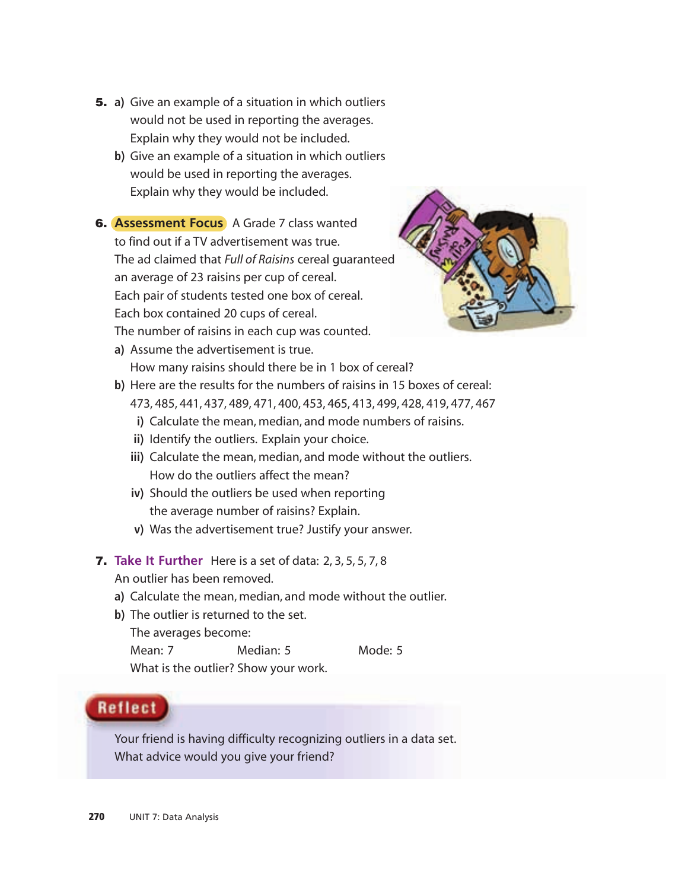**5.** a) Give an example of a situation in which outliers would not be used in reporting the averages. Explain why they would not be included.

b) Give an example of a situation in which outliers would be used in reporting the averages. Explain why they would be included.

**6.** **Assessment Focus** A Grade 7 class wanted to find out if a TV advertisement was true. The ad claimed that *Full of Raisins* cereal guaranteed an average of 23 raisins per cup of cereal. Each pair of students tested one box of cereal. Each box contained 20 cups of cereal. The number of raisins in each cup was counted.

a) Assume the advertisement is true. How many raisins should there be in 1 box of cereal?

b) Here are the results for the numbers of raisins in 15 boxes of cereal: 473, 485, 441, 437, 489, 471, 400, 453, 465, 413, 499, 428, 419, 477, 467

i) Calculate the mean, median, and mode numbers of raisins.

ii) Identify the outliers. Explain your choice.

iii) Calculate the mean, median, and mode without the outliers. How do the outliers affect the mean?

iv) Should the outliers be used when reporting the average number of raisins? Explain.

v) Was the advertisement true? Justify your answer.

**7.** **Take It Further** Here is a set of data: 2, 3, 5, 5, 7, 8
An outlier has been removed.

a) Calculate the mean, median, and mode without the outlier.

b) The outlier is returned to the set.
The averages become:
Mean: 7 Median: 5 Mode: 5
What is the outlier? Show your work.

## Reflect

Your friend is having difficulty recognizing outliers in a data set.
What advice would you give your friend?